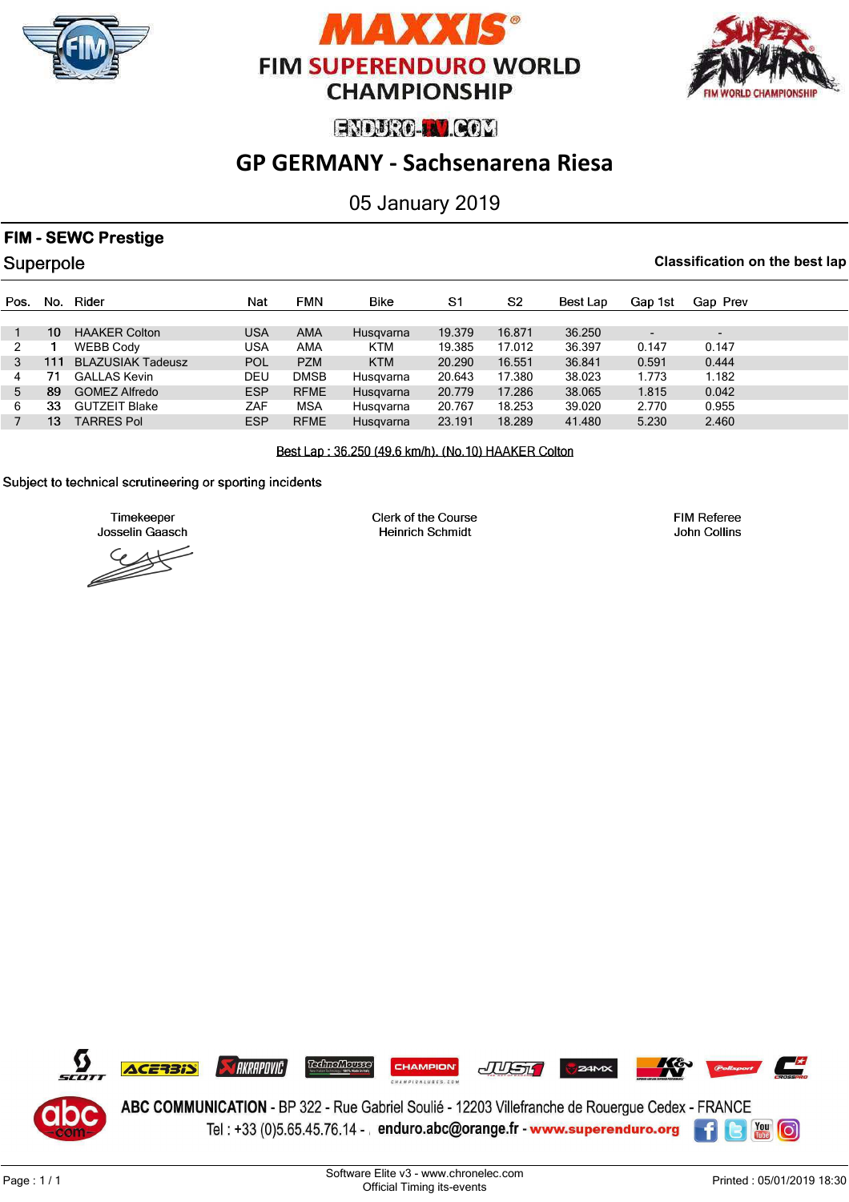# MAXXIS FIM SUPERENDURO WORLD CHAMPIONSHIP

ENDURO-TV.COM

## GP GERMANY - Sachsenarena Riesa

05 January 2019

### FIM - SEWC Prestige

Superpole

**Classification on the best lap**

| Pos. | No. | Rider | Nat | FMN | Bike | S1 | S2 | Best Lap | Gap 1st | Gap Prev |
|---|---|---|---|---|---|---|---|---|---|---|
| 1 | 10 | HAAKER Colton | USA | AMA | Husqvarna | 19.379 | 16.871 | 36.250 | - | - |
| 2 | 1 | WEBB Cody | USA | AMA | KTM | 19.385 | 17.012 | 36.397 | 0.147 | 0.147 |
| 3 | 111 | BLAZUSIAK Tadeusz | POL | PZM | KTM | 20.290 | 16.551 | 36.841 | 0.591 | 0.444 |
| 4 | 71 | GALLAS Kevin | DEU | DMSB | Husqvarna | 20.643 | 17.380 | 38.023 | 1.773 | 1.182 |
| 5 | 89 | GOMEZ Alfredo | ESP | RFME | Husqvarna | 20.779 | 17.286 | 38.065 | 1.815 | 0.042 |
| 6 | 33 | GUTZEIT Blake | ZAF | MSA | Husqvarna | 20.767 | 18.253 | 39.020 | 2.770 | 0.955 |
| 7 | 13 | TARRES Pol | ESP | RFME | Husqvarna | 23.191 | 18.289 | 41.480 | 5.230 | 2.460 |

Best Lap : 36.250 (49.6 km/h). (No.10) HAAKER Colton

Subject to technical scrutineering or sporting incidents

Timekeeper
Josselin Gaasch

Clerk of the Course
Heinrich Schmidt

FIM Referee
John Collins

ABC COMMUNICATION - BP 322 - Rue Gabriel Soulié - 12203 Villefranche de Rouergue Cedex - FRANCE
Tel : +33 (0)5.65.45.76.14 - enduro.abc@orange.fr - www.superenduro.org

Software Elite v3 - www.chronelec.com
Official Timing its-events

Printed : 05/01/2019 18:30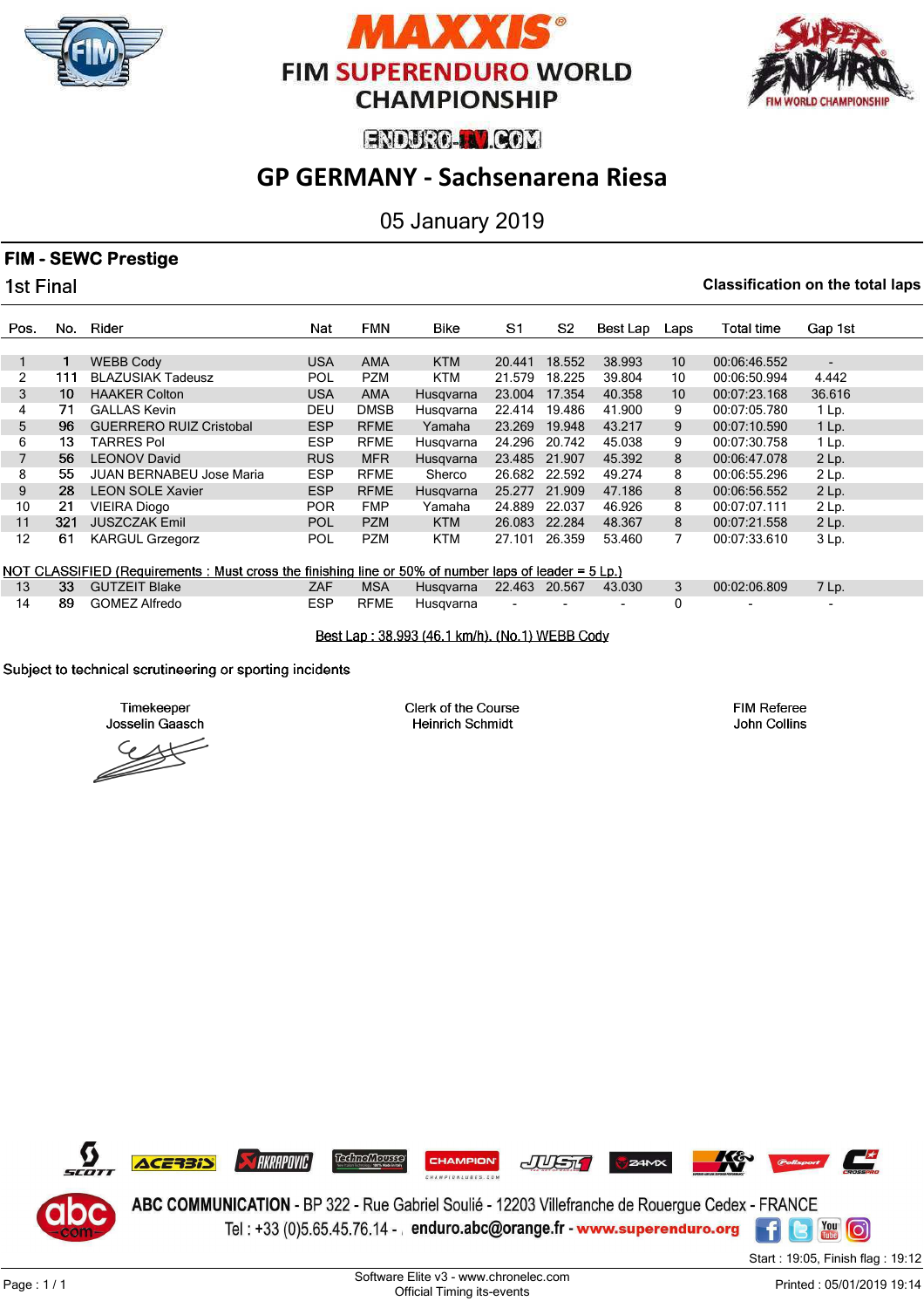# MAXXIS FIM SUPERENDURO WORLD CHAMPIONSHIP

ENDURO-TV.COM

## GP GERMANY - Sachsenarena Riesa

05 January 2019

### FIM - SEWC Prestige

1st Final

**Classification on the total laps**

| Pos. | No. | Rider | Nat | FMN | Bike | S1 | S2 | Best Lap | Laps | Total time | Gap 1st |
|---|---|---|---|---|---|---|---|---|---|---|---|
| 1 | 1 | WEBB Cody | USA | AMA | KTM | 20.441 | 18.552 | 38.993 | 10 | 00:06:46.552 | - |
| 2 | 111 | BLAZUSIAK Tadeusz | POL | PZM | KTM | 21.579 | 18.225 | 39.804 | 10 | 00:06:50.994 | 4.442 |
| 3 | 10 | HAAKER Colton | USA | AMA | Husqvarna | 23.004 | 17.354 | 40.358 | 10 | 00:07:23.168 | 36.616 |
| 4 | 71 | GALLAS Kevin | DEU | DMSB | Husqvarna | 22.414 | 19.486 | 41.900 | 9 | 00:07:05.780 | 1 Lp. |
| 5 | 96 | GUERRERO RUIZ Cristobal | ESP | RFME | Yamaha | 23.269 | 19.948 | 43.217 | 9 | 00:07:10.590 | 1 Lp. |
| 6 | 13 | TARRES Pol | ESP | RFME | Husqvarna | 24.296 | 20.742 | 45.038 | 9 | 00:07:30.758 | 1 Lp. |
| 7 | 56 | LEONOV David | RUS | MFR | Husqvarna | 23.485 | 21.907 | 45.392 | 8 | 00:06:47.078 | 2 Lp. |
| 8 | 55 | JUAN BERNABEU Jose Maria | ESP | RFME | Sherco | 26.682 | 22.592 | 49.274 | 8 | 00:06:55.296 | 2 Lp. |
| 9 | 28 | LEON SOLE Xavier | ESP | RFME | Husqvarna | 25.277 | 21.909 | 47.186 | 8 | 00:06:56.552 | 2 Lp. |
| 10 | 21 | VIEIRA Diogo | POR | FMP | Yamaha | 24.889 | 22.037 | 46.926 | 8 | 00:07:07.111 | 2 Lp. |
| 11 | 321 | JUSZCZAK Emil | POL | PZM | KTM | 26.083 | 22.284 | 48.367 | 8 | 00:07:21.558 | 2 Lp. |
| 12 | 61 | KARGUL Grzegorz | POL | PZM | KTM | 27.101 | 26.359 | 53.460 | 7 | 00:07:33.610 | 3 Lp. |
| NOT CLASSIFIED (Requirements : Must cross the finishing line or 50% of number laps of leader = 5 Lp.) | | | | | | | | | | | |
| 13 | 33 | GUTZEIT Blake | ZAF | MSA | Husqvarna | 22.463 | 20.567 | 43.030 | 3 | 00:02:06.809 | 7 Lp. |
| 14 | 89 | GOMEZ Alfredo | ESP | RFME | Husqvarna | - | - | - | 0 | - | - |

Best Lap : 38.993 (46.1 km/h). (No.1) WEBB Cody

Subject to technical scrutineering or sporting incidents

Timekeeper
Josselin Gaasch

Clerk of the Course
Heinrich Schmidt

FIM Referee
John Collins

ABC COMMUNICATION - BP 322 - Rue Gabriel Soulié - 12203 Villefranche de Rouergue Cedex - FRANCE
Tel : +33 (0)5.65.45.76.14 - enduro.abc@orange.fr - www.superenduro.org

Start : 19:05, Finish flag : 19:12

Software Elite v3 - www.chronelec.com
Official Timing its-events

Printed : 05/01/2019 19:14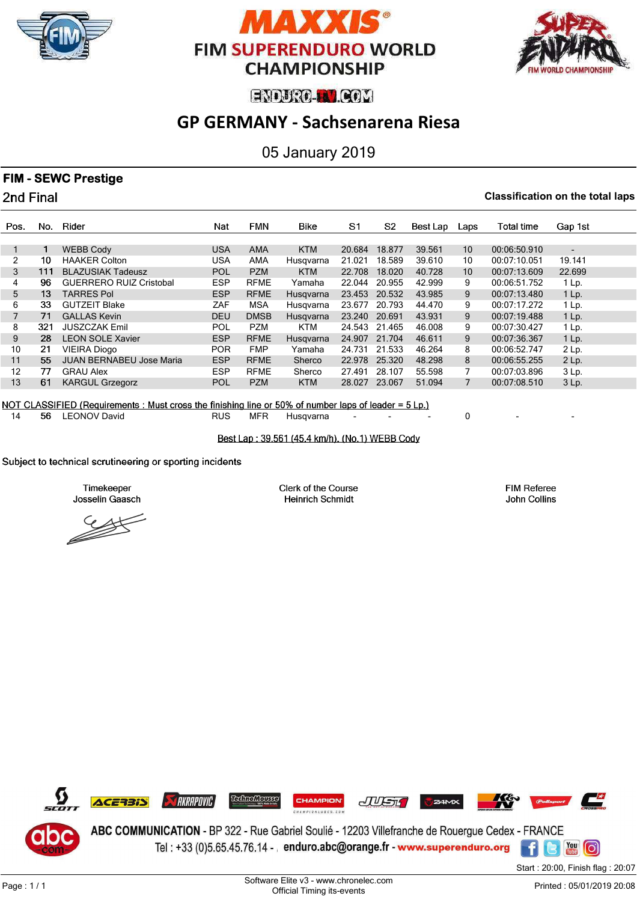# MAXXIS FIM SUPERENDURO WORLD CHAMPIONSHIP

ENDURO-TV.COM

## GP GERMANY - Sachsenarena Riesa

05 January 2019

### FIM - SEWC Prestige

2nd Final

**Classification on the total laps**

| Pos. | No. | Rider | Nat | FMN | Bike | S1 | S2 | Best Lap | Laps | Total time | Gap 1st |
|---|---|---|---|---|---|---|---|---|---|---|---|
| 1 | 1 | WEBB Cody | USA | AMA | KTM | 20.684 | 18.877 | 39.561 | 10 | 00:06:50.910 | - |
| 2 | 10 | HAAKER Colton | USA | AMA | Husqvarna | 21.021 | 18.589 | 39.610 | 10 | 00:07:10.051 | 19.141 |
| 3 | 111 | BLAZUSIAK Tadeusz | POL | PZM | KTM | 22.708 | 18.020 | 40.728 | 10 | 00:07:13.609 | 22.699 |
| 4 | 96 | GUERRERO RUIZ Cristobal | ESP | RFME | Yamaha | 22.044 | 20.955 | 42.999 | 9 | 00:06:51.752 | 1 Lp. |
| 5 | 13 | TARRES Pol | ESP | RFME | Husqvarna | 23.453 | 20.532 | 43.985 | 9 | 00:07:13.480 | 1 Lp. |
| 6 | 33 | GUTZEIT Blake | ZAF | MSA | Husqvarna | 23.677 | 20.793 | 44.470 | 9 | 00:07:17.272 | 1 Lp. |
| 7 | 71 | GALLAS Kevin | DEU | DMSB | Husqvarna | 23.240 | 20.691 | 43.931 | 9 | 00:07:19.488 | 1 Lp. |
| 8 | 321 | JUSZCZAK Emil | POL | PZM | KTM | 24.543 | 21.465 | 46.008 | 9 | 00:07:30.427 | 1 Lp. |
| 9 | 28 | LEON SOLE Xavier | ESP | RFME | Husqvarna | 24.907 | 21.704 | 46.611 | 9 | 00:07:36.367 | 1 Lp. |
| 10 | 21 | VIEIRA Diogo | POR | FMP | Yamaha | 24.731 | 21.533 | 46.264 | 8 | 00:06:52.747 | 2 Lp. |
| 11 | 55 | JUAN BERNABEU Jose Maria | ESP | RFME | Sherco | 22.978 | 25.320 | 48.298 | 8 | 00:06:55.255 | 2 Lp. |
| 12 | 77 | GRAU Alex | ESP | RFME | Sherco | 27.491 | 28.107 | 55.598 | 7 | 00:07:03.896 | 3 Lp. |
| 13 | 61 | KARGUL Grzegorz | POL | PZM | KTM | 28.027 | 23.067 | 51.094 | 7 | 00:07:08.510 | 3 Lp. |
| | | NOT CLASSIFIED (Requirements : Must cross the finishing line or 50% of number laps of leader = 5 Lp.) | | | | | | | | | |
| 14 | 56 | LEONOV David | RUS | MFR | Husqvarna | - | - | - | 0 | - | - |

Best Lap : 39.561 (45.4 km/h). (No.1) WEBB Cody

Subject to technical scrutineering or sporting incidents

| Timekeeper | Clerk of the Course | FIM Referee |
|---|---|---|
| Josselin Gaasch | Heinrich Schmidt | John Collins |

ABC COMMUNICATION - BP 322 - Rue Gabriel Soulié - 12203 Villefranche de Rouergue Cedex - FRANCE
Tel : +33 (0)5.65.45.76.14 - enduro.abc@orange.fr - www.superenduro.org

Start : 20:00, Finish flag : 20:07

Software Elite v3 - www.chronelec.com
Official Timing its-events

Printed : 05/01/2019 20:08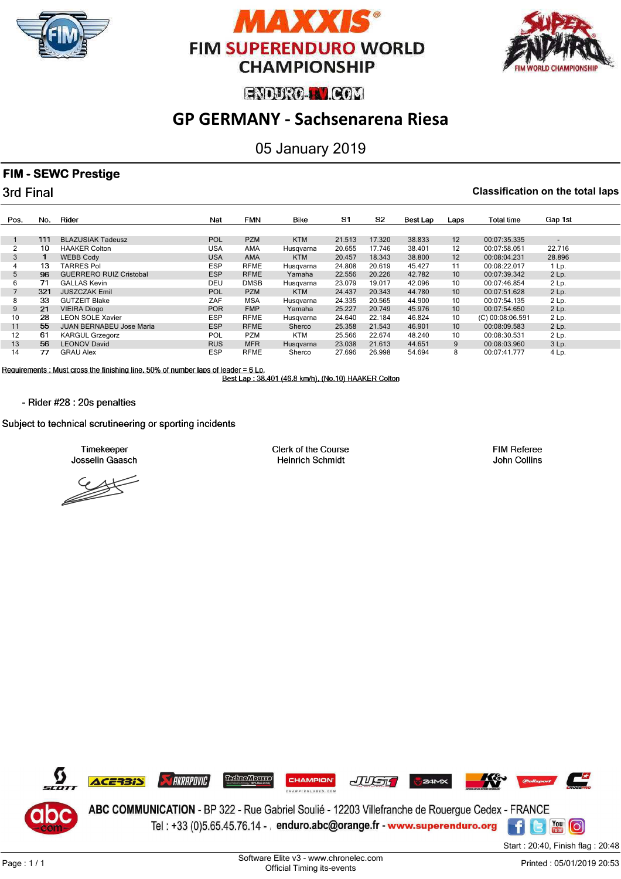# MAXXIS FIM SUPERENDURO WORLD CHAMPIONSHIP

ENDURO-TV.COM

## GP GERMANY - Sachsenarena Riesa

05 January 2019

### FIM - SEWC Prestige

3rd Final

**Classification on the total laps**

| Pos. | No. | Rider | Nat | FMN | Bike | S1 | S2 | Best Lap | Laps | Total time | Gap 1st |
|---|---|---|---|---|---|---|---|---|---|---|---|
| 1 | 111 | BLAZUSIAK Tadeusz | POL | PZM | KTM | 21.513 | 17.320 | 38.833 | 12 | 00:07:35.335 | - |
| 2 | 10 | HAAKER Colton | USA | AMA | Husqvarna | 20.655 | 17.746 | 38.401 | 12 | 00:07:58.051 | 22.716 |
| 3 | 1 | WEBB Cody | USA | AMA | KTM | 20.457 | 18.343 | 38.800 | 12 | 00:08:04.231 | 28.896 |
| 4 | 13 | TARRES Pol | ESP | RFME | Husqvarna | 24.808 | 20.619 | 45.427 | 11 | 00:08:22.017 | 1 Lp. |
| 5 | 96 | GUERRERO RUIZ Cristobal | ESP | RFME | Yamaha | 22.556 | 20.226 | 42.782 | 10 | 00:07:39.342 | 2 Lp. |
| 6 | 71 | GALLAS Kevin | DEU | DMSB | Husqvarna | 23.079 | 19.017 | 42.096 | 10 | 00:07:46.854 | 2 Lp. |
| 7 | 321 | JUSZCZAK Emil | POL | PZM | KTM | 24.437 | 20.343 | 44.780 | 10 | 00:07:51.628 | 2 Lp. |
| 8 | 33 | GUTZEIT Blake | ZAF | MSA | Husqvarna | 24.335 | 20.565 | 44.900 | 10 | 00:07:54.135 | 2 Lp. |
| 9 | 21 | VIEIRA Diogo | POR | FMP | Yamaha | 25.227 | 20.749 | 45.976 | 10 | 00:07:54.650 | 2 Lp. |
| 10 | 28 | LEON SOLE Xavier | ESP | RFME | Husqvarna | 24.640 | 22.184 | 46.824 | 10 | (C) 00:08:06.591 | 2 Lp. |
| 11 | 55 | JUAN BERNABEU Jose Maria | ESP | RFME | Sherco | 25.358 | 21.543 | 46.901 | 10 | 00:08:09.583 | 2 Lp. |
| 12 | 61 | KARGUL Grzegorz | POL | PZM | KTM | 25.566 | 22.674 | 48.240 | 10 | 00:08:30.531 | 2 Lp. |
| 13 | 56 | LEONOV David | RUS | MFR | Husqvarna | 23.038 | 21.613 | 44.651 | 9 | 00:08:03.960 | 3 Lp. |
| 14 | 77 | GRAU Alex | ESP | RFME | Sherco | 27.696 | 26.998 | 54.694 | 8 | 00:07:41.777 | 4 Lp. |

Requirements : Must cross the finishing line, 50% of number laps of leader = 6 Lp.

Best Lap : 38.401 (46.8 km/h), (No.10) HAAKER Colton

- Rider #28 : 20s penalties

Subject to technical scrutineering or sporting incidents

Timekeeper
Josselin Gaasch

Clerk of the Course
Heinrich Schmidt

FIM Referee
John Collins

ABC COMMUNICATION - BP 322 - Rue Gabriel Soulié - 12203 Villefranche de Rouergue Cedex - FRANCE
Tel : +33 (0)5.65.45.76.14 - enduro.abc@orange.fr - www.superenduro.org

Start : 20:40, Finish flag : 20:48

Software Elite v3 - www.chronelec.com
Official Timing its-events

Printed : 05/01/2019 20:53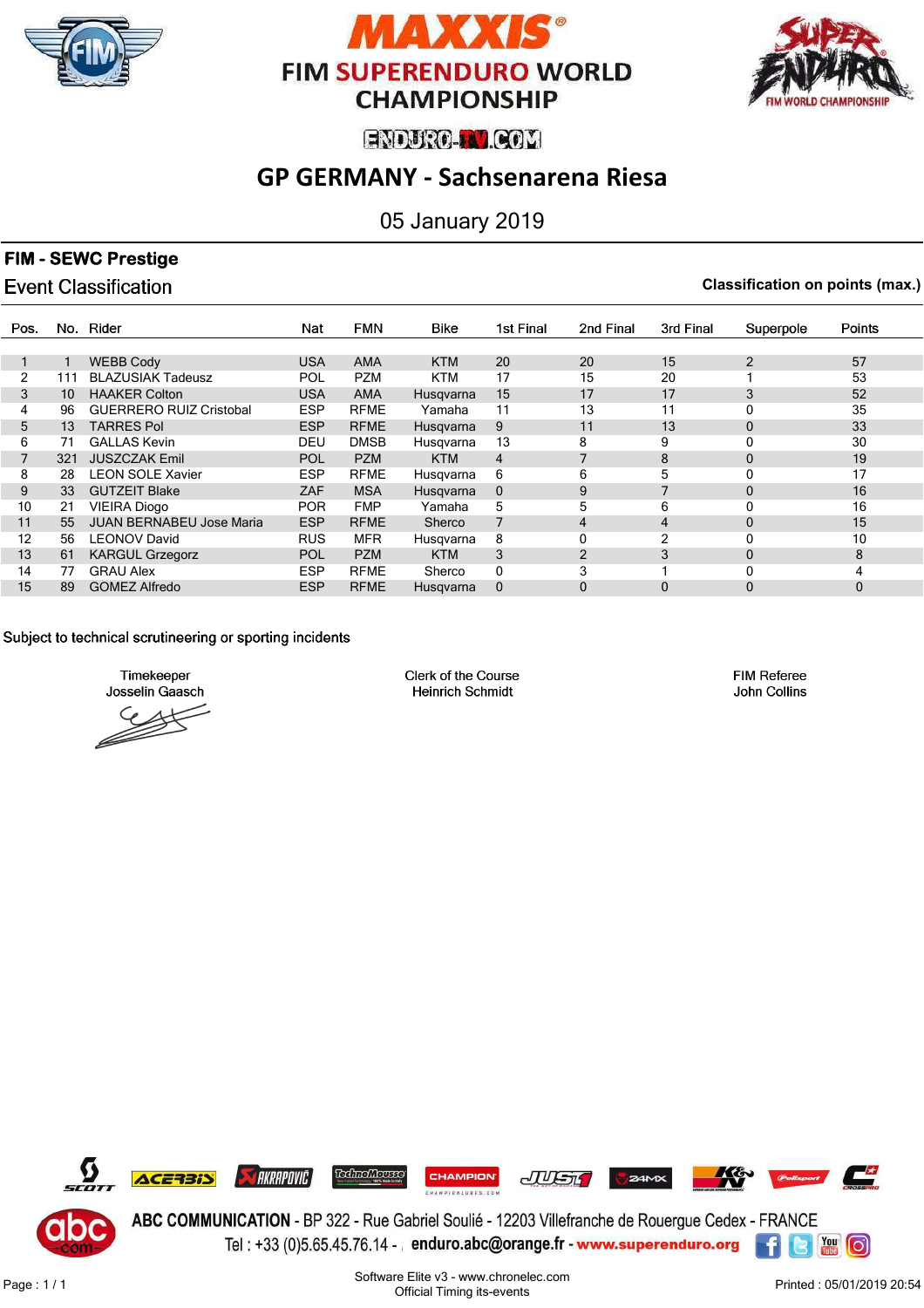# MAXXIS FIM SUPERENDURO WORLD CHAMPIONSHIP

ENDURO-TV.COM

## GP GERMANY - Sachsenarena Riesa

05 January 2019

**FIM - SEWC Prestige**

Event Classification

**Classification on points (max.)**

| Pos. | No. | Rider | Nat | FMN | Bike | 1st Final | 2nd Final | 3rd Final | Superpole | Points |
|---|---|---|---|---|---|---|---|---|---|---|
| 1 | 1 | WEBB Cody | USA | AMA | KTM | 20 | 20 | 15 | 2 | 57 |
| 2 | 111 | BLAZUSIAK Tadeusz | POL | PZM | KTM | 17 | 15 | 20 | 1 | 53 |
| 3 | 10 | HAAKER Colton | USA | AMA | Husqvarna | 15 | 17 | 17 | 3 | 52 |
| 4 | 96 | GUERRERO RUIZ Cristobal | ESP | RFME | Yamaha | 11 | 13 | 11 | 0 | 35 |
| 5 | 13 | TARRES Pol | ESP | RFME | Husqvarna | 9 | 11 | 13 | 0 | 33 |
| 6 | 71 | GALLAS Kevin | DEU | DMSB | Husqvarna | 13 | 8 | 9 | 0 | 30 |
| 7 | 321 | JUSZCZAK Emil | POL | PZM | KTM | 4 | 7 | 8 | 0 | 19 |
| 8 | 28 | LEON SOLE Xavier | ESP | RFME | Husqvarna | 6 | 6 | 5 | 0 | 17 |
| 9 | 33 | GUTZEIT Blake | ZAF | MSA | Husqvarna | 0 | 9 | 7 | 0 | 16 |
| 10 | 21 | VIEIRA Diogo | POR | FMP | Yamaha | 5 | 5 | 6 | 0 | 16 |
| 11 | 55 | JUAN BERNABEU Jose Maria | ESP | RFME | Sherco | 7 | 4 | 4 | 0 | 15 |
| 12 | 56 | LEONOV David | RUS | MFR | Husqvarna | 8 | 0 | 2 | 0 | 10 |
| 13 | 61 | KARGUL Grzegorz | POL | PZM | KTM | 3 | 2 | 3 | 0 | 8 |
| 14 | 77 | GRAU Alex | ESP | RFME | Sherco | 0 | 3 | 1 | 0 | 4 |
| 15 | 89 | GOMEZ Alfredo | ESP | RFME | Husqvarna | 0 | 0 | 0 | 0 | 0 |

Subject to technical scrutineering or sporting incidents

Timekeeper
Josselin Gaasch

Clerk of the Course
Heinrich Schmidt

FIM Referee
John Collins

ABC COMMUNICATION - BP 322 - Rue Gabriel Soulié - 12203 Villefranche de Rouergue Cedex - FRANCE
Tel : +33 (0)5.65.45.76.14 - enduro.abc@orange.fr - www.superenduro.org

Software Elite v3 - www.chronelec.com
Official Timing its-events

Printed : 05/01/2019 20:54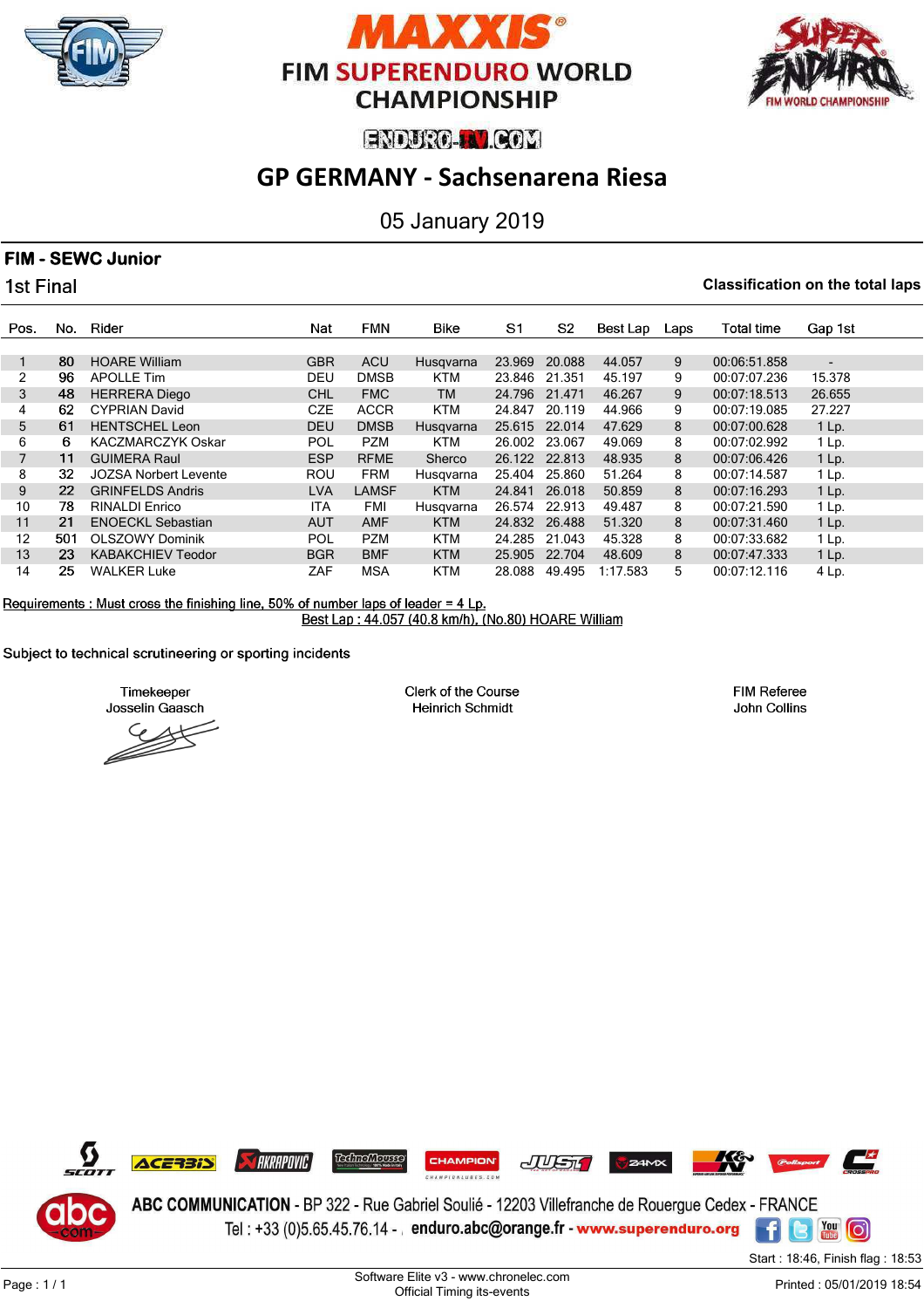# MAXXIS FIM SUPERENDURO WORLD CHAMPIONSHIP

ENDURO-TV.COM

## GP GERMANY - Sachsenarena Riesa

05 January 2019

### FIM - SEWC Junior

1st Final

**Classification on the total laps**

| Pos. | No. | Rider | Nat | FMN | Bike | S1 | S2 | Best Lap | Laps | Total time | Gap 1st |
|---|---|---|---|---|---|---|---|---|---|---|---|
| 1 | 80 | HOARE William | GBR | ACU | Husqvarna | 23.969 | 20.088 | 44.057 | 9 | 00:06:51.858 | - |
| 2 | 96 | APOLLE Tim | DEU | DMSB | KTM | 23.846 | 21.351 | 45.197 | 9 | 00:07:07.236 | 15.378 |
| 3 | 48 | HERRERA Diego | CHL | FMC | TM | 24.796 | 21.471 | 46.267 | 9 | 00:07:18.513 | 26.655 |
| 4 | 62 | CYPRIAN David | CZE | ACCR | KTM | 24.847 | 20.119 | 44.966 | 9 | 00:07:19.085 | 27.227 |
| 5 | 61 | HENTSCHEL Leon | DEU | DMSB | Husqvarna | 25.615 | 22.014 | 47.629 | 8 | 00:07:00.628 | 1 Lp. |
| 6 | 6 | KACZMARCZYK Oskar | POL | PZM | KTM | 26.002 | 23.067 | 49.069 | 8 | 00:07:02.992 | 1 Lp. |
| 7 | 11 | GUIMERA Raul | ESP | RFME | Sherco | 26.122 | 22.813 | 48.935 | 8 | 00:07:06.426 | 1 Lp. |
| 8 | 32 | JOZSA Norbert Levente | ROU | FRM | Husqvarna | 25.404 | 25.860 | 51.264 | 8 | 00:07:14.587 | 1 Lp. |
| 9 | 22 | GRINFELDS Andris | LVA | LAMSF | KTM | 24.841 | 26.018 | 50.859 | 8 | 00:07:16.293 | 1 Lp. |
| 10 | 78 | RINALDI Enrico | ITA | FMI | Husqvarna | 26.574 | 22.913 | 49.487 | 8 | 00:07:21.590 | 1 Lp. |
| 11 | 21 | ENOECKL Sebastian | AUT | AMF | KTM | 24.832 | 26.488 | 51.320 | 8 | 00:07:31.460 | 1 Lp. |
| 12 | 501 | OLSZOWY Dominik | POL | PZM | KTM | 24.285 | 21.043 | 45.328 | 8 | 00:07:33.682 | 1 Lp. |
| 13 | 23 | KABAKCHIEV Teodor | BGR | BMF | KTM | 25.905 | 22.704 | 48.609 | 8 | 00:07:47.333 | 1 Lp. |
| 14 | 25 | WALKER Luke | ZAF | MSA | KTM | 28.088 | 49.495 | 1:17.583 | 5 | 00:07:12.116 | 4 Lp. |

Requirements : Must cross the finishing line, 50% of number laps of leader = 4 Lp.

Best Lap : 44.057 (40.8 km/h), (No.80) HOARE William

Subject to technical scrutineering or sporting incidents

Timekeeper
Josselin Gaasch

Clerk of the Course
Heinrich Schmidt

FIM Referee
John Collins

ABC COMMUNICATION - BP 322 - Rue Gabriel Soulié - 12203 Villefranche de Rouergue Cedex - FRANCE
Tel : +33 (0)5.65.45.76.14 - enduro.abc@orange.fr - www.superenduro.org

Start : 18:46, Finish flag : 18:53

Software Elite v3 - www.chronelec.com
Official Timing its-events

Printed : 05/01/2019 18:54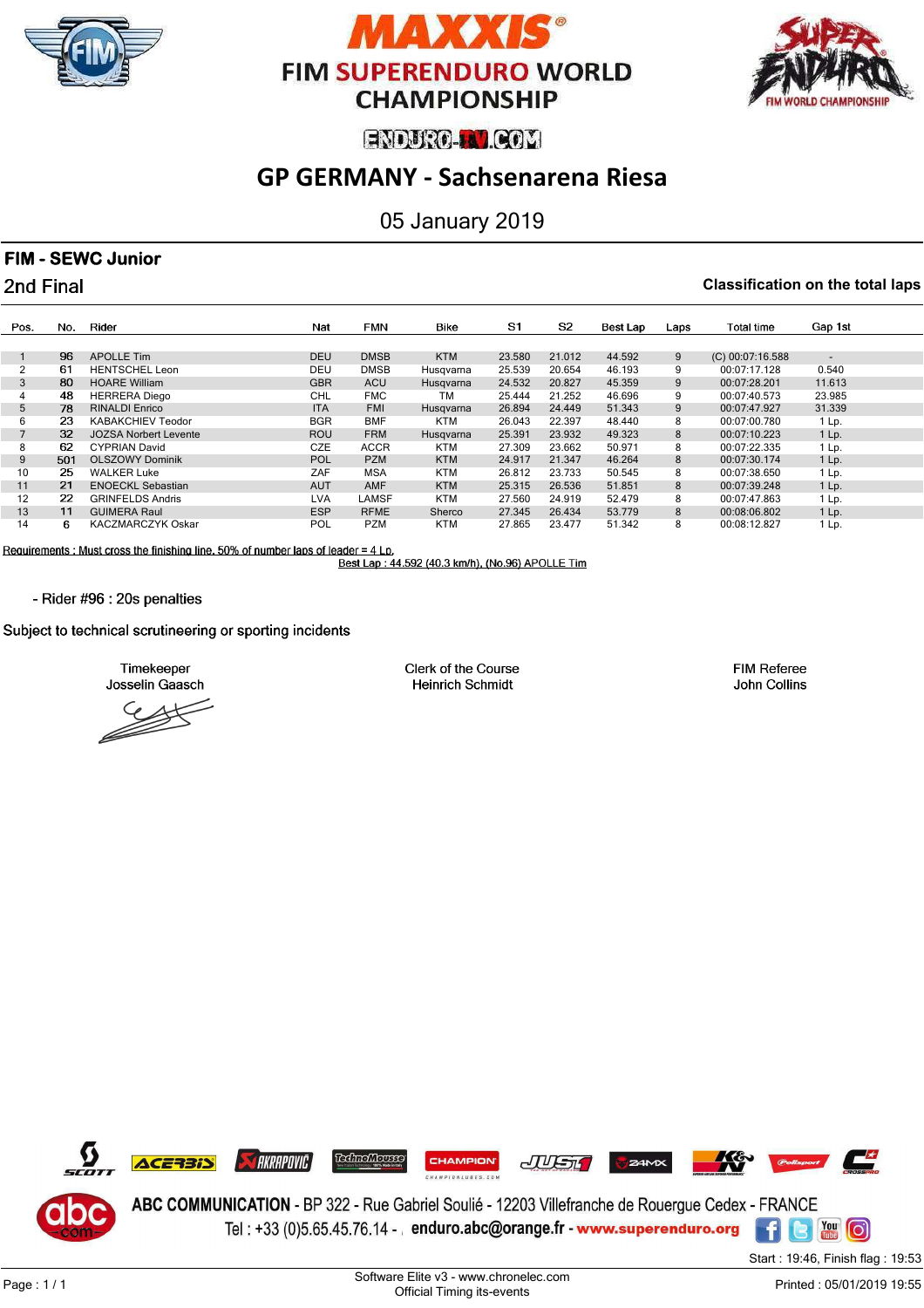# MAXXIS FIM SUPERENDURO WORLD CHAMPIONSHIP

ENDURO-TV.COM

## GP GERMANY - Sachsenarena Riesa

05 January 2019

### FIM - SEWC Junior

**2nd Final** — **Classification on the total laps**

| Pos. | No. | Rider | Nat | FMN | Bike | S1 | S2 | Best Lap | Laps | Total time | Gap 1st |
|---|---|---|---|---|---|---|---|---|---|---|---|
| 1 | 96 | APOLLE Tim | DEU | DMSB | KTM | 23.580 | 21.012 | 44.592 | 9 | (C) 00:07:16.588 | - |
| 2 | 61 | HENTSCHEL Leon | DEU | DMSB | Husqvarna | 25.539 | 20.654 | 46.193 | 9 | 00:07:17.128 | 0.540 |
| 3 | 80 | HOARE William | GBR | ACU | Husqvarna | 24.532 | 20.827 | 45.359 | 9 | 00:07:28.201 | 11.613 |
| 4 | 48 | HERRERA Diego | CHL | FMC | TM | 25.444 | 21.252 | 46.696 | 9 | 00:07:40.573 | 23.985 |
| 5 | 78 | RINALDI Enrico | ITA | FMI | Husqvarna | 26.894 | 24.449 | 51.343 | 9 | 00:07:47.927 | 31.339 |
| 6 | 23 | KABAKCHIEV Teodor | BGR | BMF | KTM | 26.043 | 22.397 | 48.440 | 8 | 00:07:00.780 | 1 Lp. |
| 7 | 32 | JOZSA Norbert Levente | ROU | FRM | Husqvarna | 25.391 | 23.932 | 49.323 | 8 | 00:07:10.223 | 1 Lp. |
| 8 | 62 | CYPRIAN David | CZE | ACCR | KTM | 27.309 | 23.662 | 50.971 | 8 | 00:07:22.335 | 1 Lp. |
| 9 | 501 | OLSZOWY Dominik | POL | PZM | KTM | 24.917 | 21.347 | 46.264 | 8 | 00:07:30.174 | 1 Lp. |
| 10 | 25 | WALKER Luke | ZAF | MSA | KTM | 26.812 | 23.733 | 50.545 | 8 | 00:07:38.650 | 1 Lp. |
| 11 | 21 | ENOECKL Sebastian | AUT | AMF | KTM | 25.315 | 26.536 | 51.851 | 8 | 00:07:39.248 | 1 Lp. |
| 12 | 22 | GRINFELDS Andris | LVA | LAMSF | KTM | 27.560 | 24.919 | 52.479 | 8 | 00:07:47.863 | 1 Lp. |
| 13 | 11 | GUIMERA Raul | ESP | RFME | Sherco | 27.345 | 26.434 | 53.779 | 8 | 00:08:06.802 | 1 Lp. |
| 14 | 6 | KACZMARCZYK Oskar | POL | PZM | KTM | 27.865 | 23.477 | 51.342 | 8 | 00:08:12.827 | 1 Lp. |

Requirements : Must cross the finishing line, 50% of number laps of leader = 4 Lp.

Best Lap : 44.592 (40.3 km/h), (No.96) APOLLE Tim

- Rider #96 : 20s penalties

Subject to technical scrutineering or sporting incidents

Timekeeper
Josselin Gaasch

Clerk of the Course
Heinrich Schmidt

FIM Referee
John Collins

ABC COMMUNICATION - BP 322 - Rue Gabriel Soulié - 12203 Villefranche de Rouergue Cedex - FRANCE
Tel : +33 (0)5.65.45.76.14 - enduro.abc@orange.fr - www.superenduro.org

Start : 19:46, Finish flag : 19:53

Software Elite v3 - www.chronelec.com
Official Timing its-events

Printed : 05/01/2019 19:55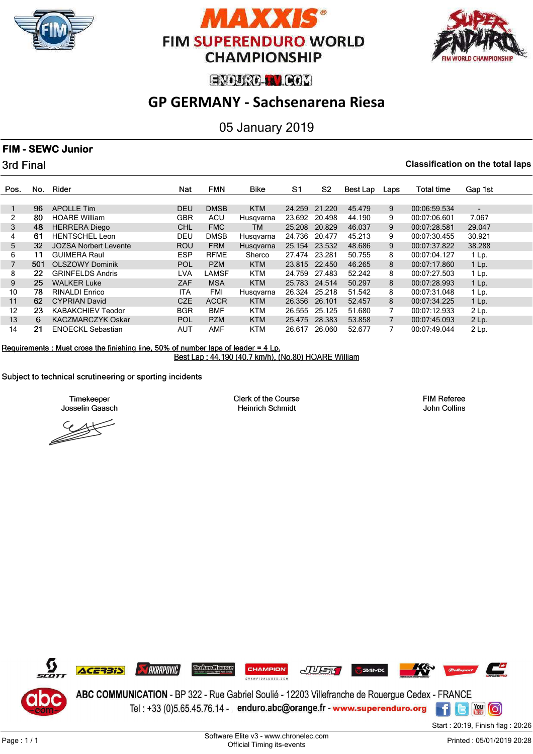# MAXXIS FIM SUPERENDURO WORLD CHAMPIONSHIP

ENDURO-TV.COM

## GP GERMANY - Sachsenarena Riesa

05 January 2019

### FIM - SEWC Junior

3rd Final

**Classification on the total laps**

| Pos. | No. | Rider | Nat | FMN | Bike | S1 | S2 | Best Lap | Laps | Total time | Gap 1st |
|---|---|---|---|---|---|---|---|---|---|---|---|
| 1 | 96 | APOLLE Tim | DEU | DMSB | KTM | 24.259 | 21.220 | 45.479 | 9 | 00:06:59.534 | - |
| 2 | 80 | HOARE William | GBR | ACU | Husqvarna | 23.692 | 20.498 | 44.190 | 9 | 00:07:06.601 | 7.067 |
| 3 | 48 | HERRERA Diego | CHL | FMC | TM | 25.208 | 20.829 | 46.037 | 9 | 00:07:28.581 | 29.047 |
| 4 | 61 | HENTSCHEL Leon | DEU | DMSB | Husqvarna | 24.736 | 20.477 | 45.213 | 9 | 00:07:30.455 | 30.921 |
| 5 | 32 | JOZSA Norbert Levente | ROU | FRM | Husqvarna | 25.154 | 23.532 | 48.686 | 9 | 00:07:37.822 | 38.288 |
| 6 | 11 | GUIMERA Raul | ESP | RFME | Sherco | 27.474 | 23.281 | 50.755 | 8 | 00:07:04.127 | 1 Lp. |
| 7 | 501 | OLSZOWY Dominik | POL | PZM | KTM | 23.815 | 22.450 | 46.265 | 8 | 00:07:17.860 | 1 Lp. |
| 8 | 22 | GRINFELDS Andris | LVA | LAMSF | KTM | 24.759 | 27.483 | 52.242 | 8 | 00:07:27.503 | 1 Lp. |
| 9 | 25 | WALKER Luke | ZAF | MSA | KTM | 25.783 | 24.514 | 50.297 | 8 | 00:07:28.993 | 1 Lp. |
| 10 | 78 | RINALDI Enrico | ITA | FMI | Husqvarna | 26.324 | 25.218 | 51.542 | 8 | 00:07:31.048 | 1 Lp. |
| 11 | 62 | CYPRIAN David | CZE | ACCR | KTM | 26.356 | 26.101 | 52.457 | 8 | 00:07:34.225 | 1 Lp. |
| 12 | 23 | KABAKCHIEV Teodor | BGR | BMF | KTM | 26.555 | 25.125 | 51.680 | 7 | 00:07:12.933 | 2 Lp. |
| 13 | 6 | KACZMARCZYK Oskar | POL | PZM | KTM | 25.475 | 28.383 | 53.858 | 7 | 00:07:45.093 | 2 Lp. |
| 14 | 21 | ENOECKL Sebastian | AUT | AMF | KTM | 26.617 | 26.060 | 52.677 | 7 | 00:07:49.044 | 2 Lp. |

Requirements : Must cross the finishing line, 50% of number laps of leader = 4 Lp.

Best Lap : 44.190 (40.7 km/h), (No.80) HOARE William

Subject to technical scrutineering or sporting incidents

| Timekeeper | Clerk of the Course | FIM Referee |
|---|---|---|
| Josselin Gaasch | Heinrich Schmidt | John Collins |

ABC COMMUNICATION - BP 322 - Rue Gabriel Soulié - 12203 Villefranche de Rouergue Cedex - FRANCE

Tel : +33 (0)5.65.45.76.14 - enduro.abc@orange.fr - www.superenduro.org

Start : 20:19, Finish flag : 20:26

Software Elite v3 - www.chronelec.com
Official Timing its-events

Printed : 05/01/2019 20:28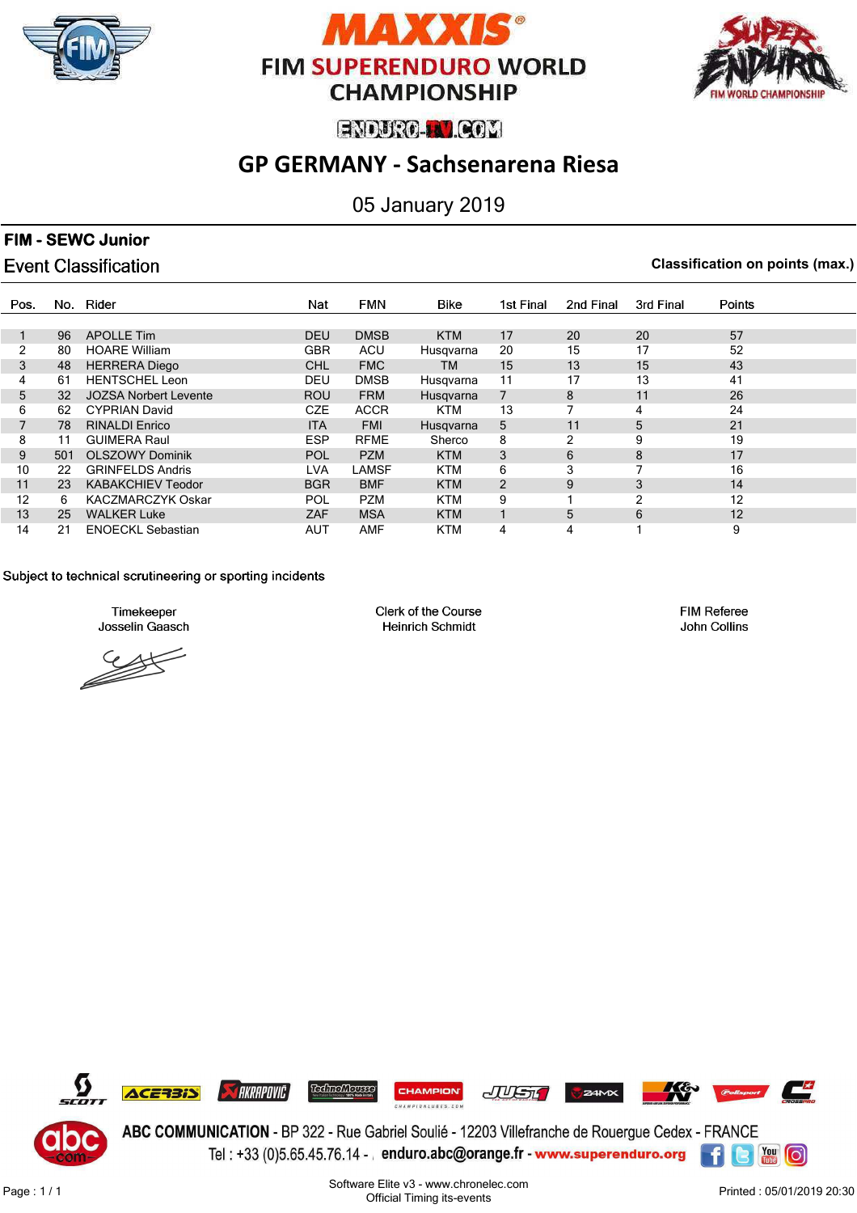# FIM SUPERENDURO WORLD CHAMPIONSHIP

## GP GERMANY - Sachsenarena Riesa

05 January 2019

**FIM - SEWC Junior**

Event Classification

**Classification on points (max.)**

| Pos. | No. | Rider | Nat | FMN | Bike | 1st Final | 2nd Final | 3rd Final | Points |
|---|---|---|---|---|---|---|---|---|---|
| 1 | 96 | APOLLE Tim | DEU | DMSB | KTM | 17 | 20 | 20 | 57 |
| 2 | 80 | HOARE William | GBR | ACU | Husqvarna | 20 | 15 | 17 | 52 |
| 3 | 48 | HERRERA Diego | CHL | FMC | TM | 15 | 13 | 15 | 43 |
| 4 | 61 | HENTSCHEL Leon | DEU | DMSB | Husqvarna | 11 | 17 | 13 | 41 |
| 5 | 32 | JOZSA Norbert Levente | ROU | FRM | Husqvarna | 7 | 8 | 11 | 26 |
| 6 | 62 | CYPRIAN David | CZE | ACCR | KTM | 13 | 7 | 4 | 24 |
| 7 | 78 | RINALDI Enrico | ITA | FMI | Husqvarna | 5 | 11 | 5 | 21 |
| 8 | 11 | GUIMERA Raul | ESP | RFME | Sherco | 8 | 2 | 9 | 19 |
| 9 | 501 | OLSZOWY Dominik | POL | PZM | KTM | 3 | 6 | 8 | 17 |
| 10 | 22 | GRINFELDS Andris | LVA | LAMSF | KTM | 6 | 3 | 7 | 16 |
| 11 | 23 | KABAKCHIEV Teodor | BGR | BMF | KTM | 2 | 9 | 3 | 14 |
| 12 | 6 | KACZMARCZYK Oskar | POL | PZM | KTM | 9 | 1 | 2 | 12 |
| 13 | 25 | WALKER Luke | ZAF | MSA | KTM | 1 | 5 | 6 | 12 |
| 14 | 21 | ENOECKL Sebastian | AUT | AMF | KTM | 4 | 4 | 1 | 9 |

Subject to technical scrutineering or sporting incidents

Timekeeper
Josselin Gaasch

Clerk of the Course
Heinrich Schmidt

FIM Referee
John Collins

ABC COMMUNICATION - BP 322 - Rue Gabriel Soulié - 12203 Villefranche de Rouergue Cedex - FRANCE
Tel : +33 (0)5.65.45.76.14 - enduro.abc@orange.fr - www.superenduro.org

Software Elite v3 - www.chronelec.com
Official Timing its-events

Printed : 05/01/2019 20:30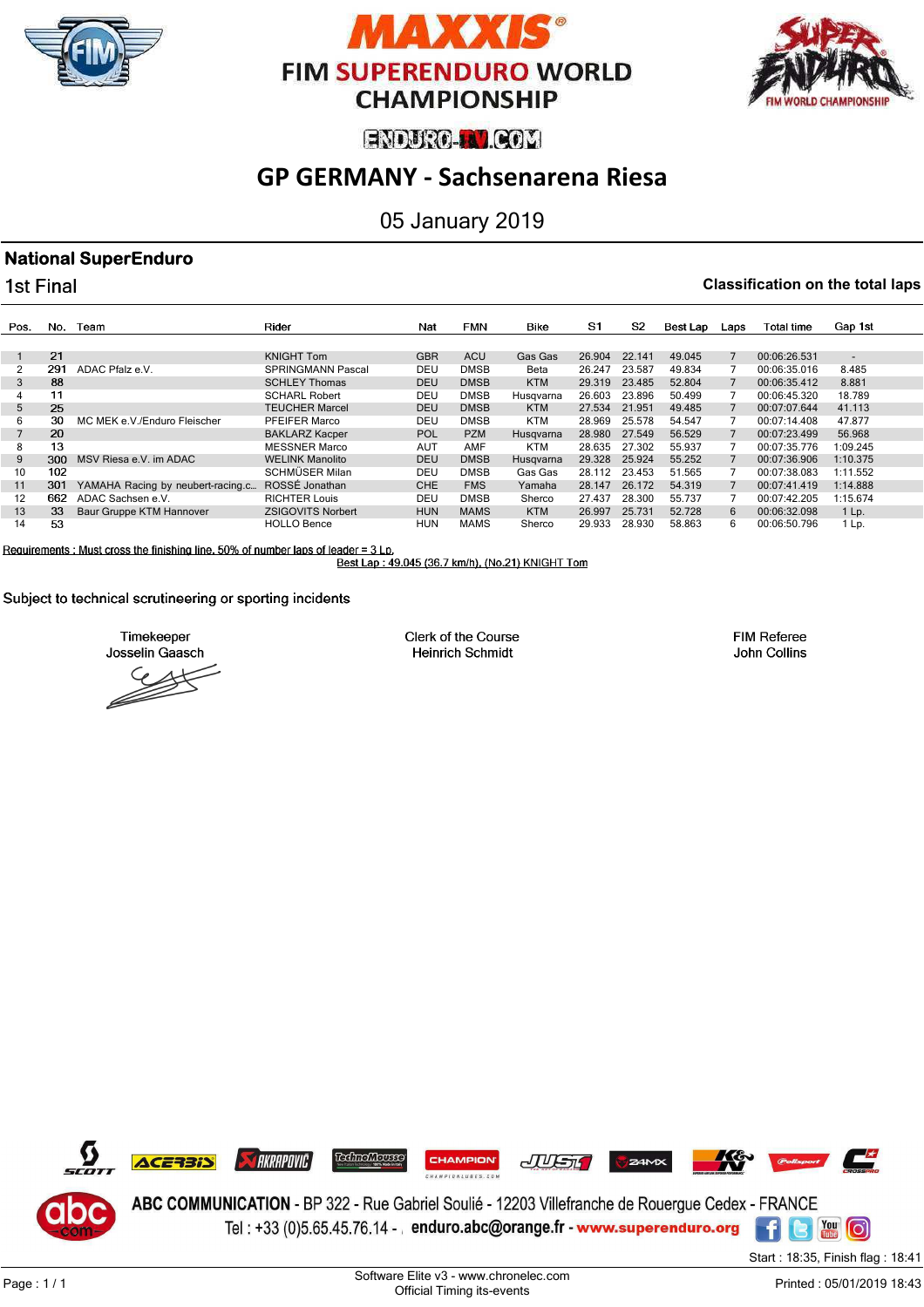# MAXXIS FIM SUPERENDURO WORLD CHAMPIONSHIP

ENDURO-TV.COM

## GP GERMANY - Sachsenarena Riesa

05 January 2019

### National SuperEnduro

1st Final

**Classification on the total laps**

| Pos. | No. | Team | Rider | Nat | FMN | Bike | S1 | S2 | Best Lap | Laps | Total time | Gap 1st |
|---|---|---|---|---|---|---|---|---|---|---|---|---|
| 1 | 21 | | KNIGHT Tom | GBR | ACU | Gas Gas | 26.904 | 22.141 | 49.045 | 7 | 00:06:26.531 | - |
| 2 | 291 | ADAC Pfalz e.V. | SPRINGMANN Pascal | DEU | DMSB | Beta | 26.247 | 23.587 | 49.834 | 7 | 00:06:35.016 | 8.485 |
| 3 | 88 | | SCHLEY Thomas | DEU | DMSB | KTM | 29.319 | 23.485 | 52.804 | 7 | 00:06:35.412 | 8.881 |
| 4 | 11 | | SCHARL Robert | DEU | DMSB | Husqvarna | 26.603 | 23.896 | 50.499 | 7 | 00:06:45.320 | 18.789 |
| 5 | 25 | | TEUCHER Marcel | DEU | DMSB | KTM | 27.534 | 21.951 | 49.485 | 7 | 00:07:07.644 | 41.113 |
| 6 | 30 | MC MEK e.V./Enduro Fleischer | PFEIFER Marco | DEU | DMSB | KTM | 28.969 | 25.578 | 54.547 | 7 | 00:07:14.408 | 47.877 |
| 7 | 20 | | BAKLARZ Kacper | POL | PZM | Husqvarna | 28.980 | 27.549 | 56.529 | 7 | 00:07:23.499 | 56.968 |
| 8 | 13 | | MESSNER Marco | AUT | AMF | KTM | 28.635 | 27.302 | 55.937 | 7 | 00:07:35.776 | 1:09.245 |
| 9 | 300 | MSV Riesa e.V. im ADAC | WELINK Manolito | DEU | DMSB | Husqvarna | 29.328 | 25.924 | 55.252 | 7 | 00:07:36.906 | 1:10.375 |
| 10 | 102 | | SCHMÜSER Milan | DEU | DMSB | Gas Gas | 28.112 | 23.453 | 51.565 | 7 | 00:07:38.083 | 1:11.552 |
| 11 | 301 | YAMAHA Racing by neubert-racing.c... | ROSSÉ Jonathan | CHE | FMS | Yamaha | 28.147 | 26.172 | 54.319 | 7 | 00:07:41.419 | 1:14.888 |
| 12 | 662 | ADAC Sachsen e.V. | RICHTER Louis | DEU | DMSB | Sherco | 27.437 | 28.300 | 55.737 | 7 | 00:07:42.205 | 1:15.674 |
| 13 | 33 | Baur Gruppe KTM Hannover | ZSIGOVITS Norbert | HUN | MAMS | KTM | 26.997 | 25.731 | 52.728 | 6 | 00:06:32.098 | 1 Lp. |
| 14 | 53 | | HOLLO Bence | HUN | MAMS | Sherco | 29.933 | 28.930 | 58.863 | 6 | 00:06:50.796 | 1 Lp. |

Requirements : Must cross the finishing line, 50% of number laps of leader = 3 Lp.

Best Lap : 49.045 (36.7 km/h), (No.21) KNIGHT Tom

Subject to technical scrutineering or sporting incidents

| Timekeeper | Clerk of the Course | FIM Referee |
|---|---|---|
| Josselin Gaasch | Heinrich Schmidt | John Collins |

ABC COMMUNICATION - BP 322 - Rue Gabriel Soulié - 12203 Villefranche de Rouergue Cedex - FRANCE

Tel : +33 (0)5.65.45.76.14 - enduro.abc@orange.fr - www.superenduro.org

Start : 18:35, Finish flag : 18:41

Software Elite v3 - www.chronelec.com
Official Timing its-events

Printed : 05/01/2019 18:43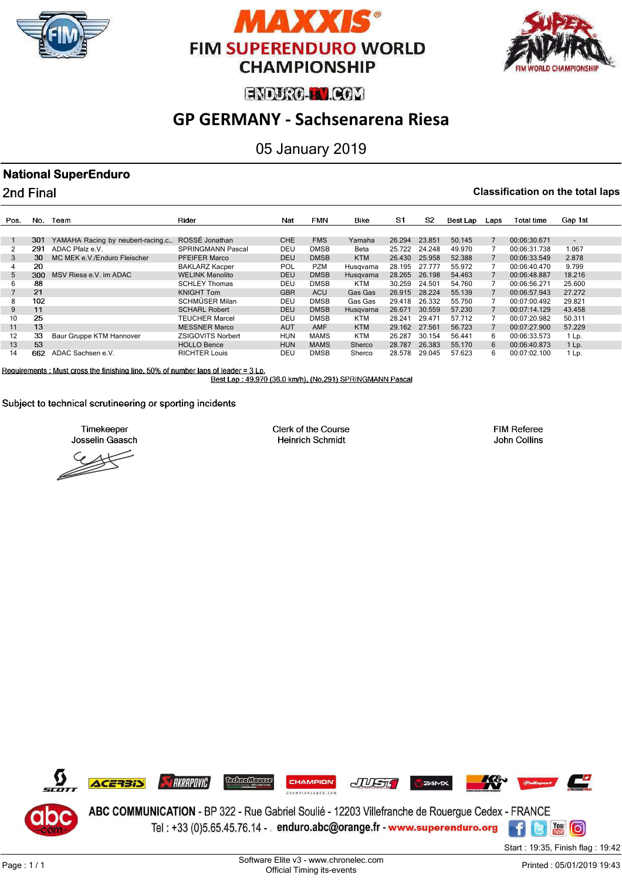# MAXXIS FIM SUPERENDURO WORLD CHAMPIONSHIP

ENDURO-TV.COM

## GP GERMANY - Sachsenarena Riesa

05 January 2019

### National SuperEnduro

2nd Final

**Classification on the total laps**

| Pos. | No. | Team | Rider | Nat | FMN | Bike | S1 | S2 | Best Lap | Laps | Total time | Gap 1st |
|---|---|---|---|---|---|---|---|---|---|---|---|---|
| 1 | 301 | YAMAHA Racing by neubert-racing.c... | ROSSÉ Jonathan | CHE | FMS | Yamaha | 26.294 | 23.851 | 50.145 | 7 | 00:06:30.671 | - |
| 2 | 291 | ADAC Pfalz e.V. | SPRINGMANN Pascal | DEU | DMSB | Beta | 25.722 | 24.248 | 49.970 | 7 | 00:06:31.738 | 1.067 |
| 3 | 30 | MC MEK e.V./Enduro Fleischer | PFEIFER Marco | DEU | DMSB | KTM | 26.430 | 25.958 | 52.388 | 7 | 00:06:33.549 | 2.878 |
| 4 | 20 | | BAKLARZ Kacper | POL | PZM | Husqvarna | 28.195 | 27.777 | 55.972 | 7 | 00:06:40.470 | 9.799 |
| 5 | 300 | MSV Riesa e.V. im ADAC | WELINK Manolito | DEU | DMSB | Husqvarna | 28.265 | 26.198 | 54.463 | 7 | 00:06:48.887 | 18.216 |
| 6 | 88 | | SCHLEY Thomas | DEU | DMSB | KTM | 30.259 | 24.501 | 54.760 | 7 | 00:06:56.271 | 25.600 |
| 7 | 21 | | KNIGHT Tom | GBR | ACU | Gas Gas | 26.915 | 28.224 | 55.139 | 7 | 00:06:57.943 | 27.272 |
| 8 | 102 | | SCHMÜSER Milan | DEU | DMSB | Gas Gas | 29.418 | 26.332 | 55.750 | 7 | 00:07:00.492 | 29.821 |
| 9 | 11 | | SCHARL Robert | DEU | DMSB | Husqvarna | 26.671 | 30.559 | 57.230 | 7 | 00:07:14.129 | 43.458 |
| 10 | 25 | | TEUCHER Marcel | DEU | DMSB | KTM | 28.241 | 29.471 | 57.712 | 7 | 00:07:20.982 | 50.311 |
| 11 | 13 | | MESSNER Marco | AUT | AMF | KTM | 29.162 | 27.561 | 56.723 | 7 | 00:07:27.900 | 57.229 |
| 12 | 33 | Baur Gruppe KTM Hannover | ZSIGOVITS Norbert | HUN | MAMS | KTM | 26.287 | 30.154 | 56.441 | 6 | 00:06:33.573 | 1 Lp. |
| 13 | 53 | | HOLLO Bence | HUN | MAMS | Sherco | 28.787 | 26.383 | 55.170 | 6 | 00:06:40.873 | 1 Lp. |
| 14 | 662 | ADAC Sachsen e.V. | RICHTER Louis | DEU | DMSB | Sherco | 28.578 | 29.045 | 57.623 | 6 | 00:07:02.100 | 1 Lp. |

Requirements : Must cross the finishing line, 50% of number laps of leader = 3 Lp.

Best Lap : 49.970 (36.0 km/h), (No.291) SPRINGMANN Pascal

Subject to technical scrutineering or sporting incidents

| Timekeeper | Clerk of the Course | FIM Referee |
|---|---|---|
| Josselin Gaasch | Heinrich Schmidt | John Collins |

ABC COMMUNICATION - BP 322 - Rue Gabriel Soulié - 12203 Villefranche de Rouergue Cedex - FRANCE

Tel : +33 (0)5.65.45.76.14 - enduro.abc@orange.fr - www.superenduro.org

Start : 19:35, Finish flag : 19:42

Software Elite v3 - www.chronelec.com
Official Timing its-events

Printed : 05/01/2019 19:43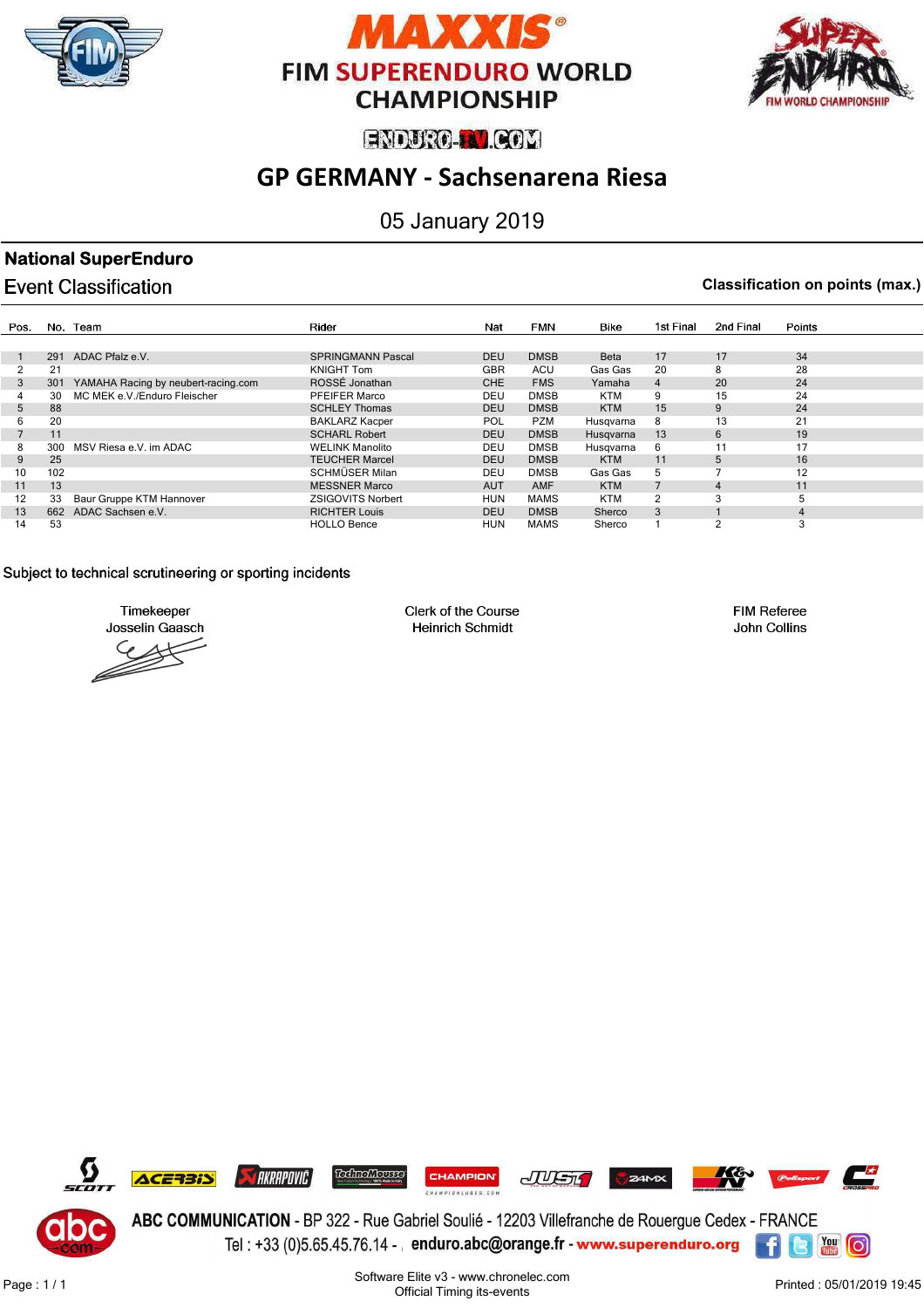# MAXXIS FIM SUPERENDURO WORLD CHAMPIONSHIP

ENDURO-TV.COM

## GP GERMANY - Sachsenarena Riesa

05 January 2019

### National SuperEnduro

Event Classification

**Classification on points (max.)**

| Pos. | No. | Team | Rider | Nat | FMN | Bike | 1st Final | 2nd Final | Points |
|---|---|---|---|---|---|---|---|---|---|
| 1 | 291 | ADAC Pfalz e.V. | SPRINGMANN Pascal | DEU | DMSB | Beta | 17 | 17 | 34 |
| 2 | 21 | | KNIGHT Tom | GBR | ACU | Gas Gas | 20 | 8 | 28 |
| 3 | 301 | YAMAHA Racing by neubert-racing.com | ROSSÉ Jonathan | CHE | FMS | Yamaha | 4 | 20 | 24 |
| 4 | 30 | MC MEK e.V./Enduro Fleischer | PFEIFER Marco | DEU | DMSB | KTM | 9 | 15 | 24 |
| 5 | 88 | | SCHLEY Thomas | DEU | DMSB | KTM | 15 | 9 | 24 |
| 6 | 20 | | BAKLARZ Kacper | POL | PZM | Husqvarna | 8 | 13 | 21 |
| 7 | 11 | | SCHARL Robert | DEU | DMSB | Husqvarna | 13 | 6 | 19 |
| 8 | 300 | MSV Riesa e.V. im ADAC | WELINK Manolito | DEU | DMSB | Husqvarna | 6 | 11 | 17 |
| 9 | 25 | | TEUCHER Marcel | DEU | DMSB | KTM | 11 | 5 | 16 |
| 10 | 102 | | SCHMÜSER Milan | DEU | DMSB | Gas Gas | 5 | 7 | 12 |
| 11 | 13 | | MESSNER Marco | AUT | AMF | KTM | 7 | 4 | 11 |
| 12 | 33 | Baur Gruppe KTM Hannover | ZSIGOVITS Norbert | HUN | MAMS | KTM | 2 | 3 | 5 |
| 13 | 662 | ADAC Sachsen e.V. | RICHTER Louis | DEU | DMSB | Sherco | 3 | 1 | 4 |
| 14 | 53 | | HOLLO Bence | HUN | MAMS | Sherco | 1 | 2 | 3 |

Subject to technical scrutineering or sporting incidents

Timekeeper
Josselin Gaasch

Clerk of the Course
Heinrich Schmidt

FIM Referee
John Collins

ABC COMMUNICATION - BP 322 - Rue Gabriel Soulié - 12203 Villefranche de Rouergue Cedex - FRANCE
Tel : +33 (0)5.65.45.76.14 - enduro.abc@orange.fr - www.superenduro.org

Software Elite v3 - www.chronelec.com
Official Timing its-events

Printed : 05/01/2019 19:45